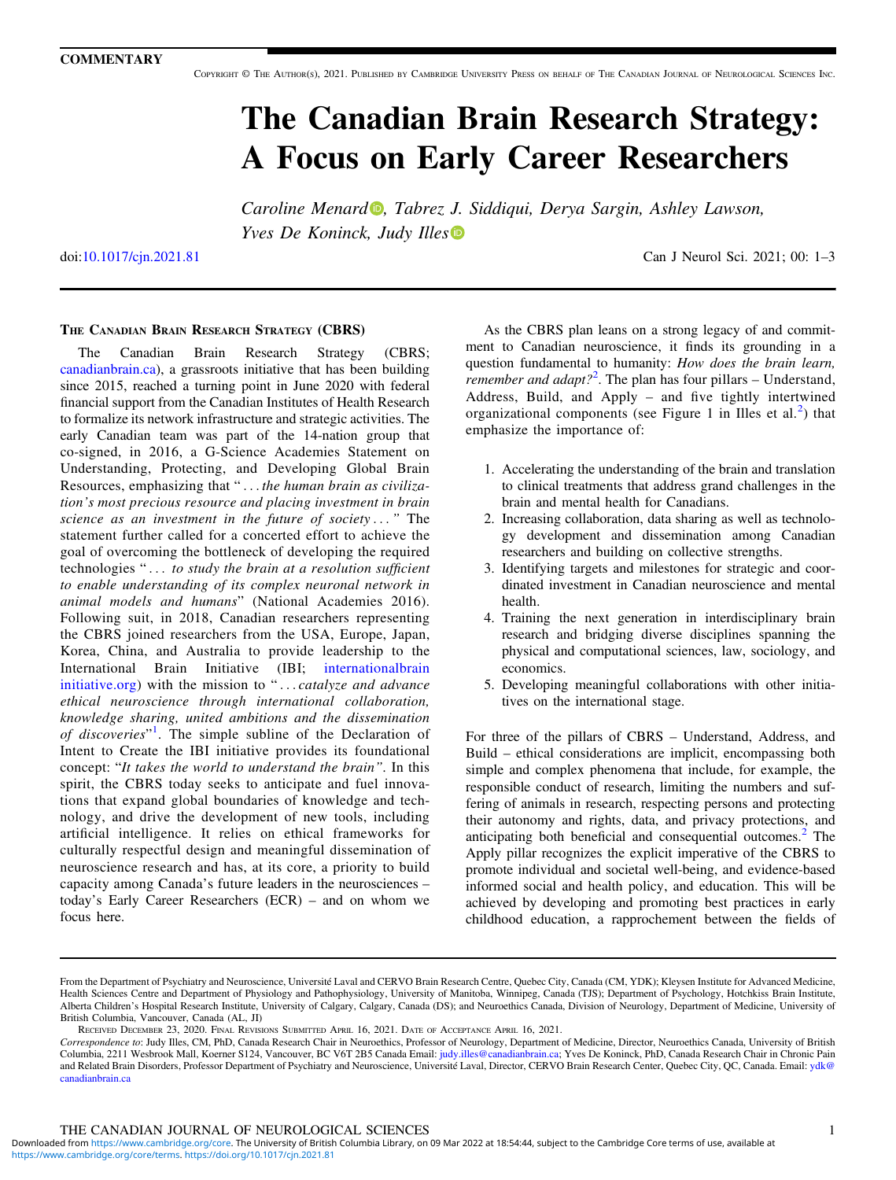COMMENTARY

# The Canadian Brain Research Strategy: A Focus on Early Career Researchers

*Caroline Menard, Tabrez J. Siddiqui, Derya Sargin, Ashley Lawson, Yves De Koninck, Judy Illes*

doi:10.1017/cjn.2021.81

## The Canadian Brain Research Strategy (CBRS)

The Canadian Brain Research Strategy (CBRS; canadianbrain.ca), a grassroots initiative that has been building since 2015, reached a turning point in June 2020 with federal financial support from the Canadian Institutes of Health Research to formalize its network infrastructure and strategic activities. The early Canadian team was part of the 14-nation group that co-signed, in 2016, a G-Science Academies Statement on Understanding, Protecting, and Developing Global Brain Resources, emphasizing that "*. . . the human brain as civilization's most precious resource and placing investment in brain science as an investment in the future of society . . .*" The statement further called for a concerted effort to achieve the goal of overcoming the bottleneck of developing the required technologies "*. . . to study the brain at a resolution sufficient to enable understanding of its complex neuronal network in animal models and humans*" (National Academies 2016). Following suit, in 2018, Canadian researchers representing the CBRS joined researchers from the USA, Europe, Japan, Korea, China, and Australia to provide leadership to the International Brain Initiative (IBI; internationalbrain initiative.org) with the mission to "*. . . catalyze and advance ethical neuroscience through international collaboration, knowledge sharing, united ambitions and the dissemination of discoveries*"[1]. The simple subline of the Declaration of Intent to Create the IBI initiative provides its foundational concept: "*It takes the world to understand the brain"*. In this spirit, the CBRS today seeks to anticipate and fuel innovations that expand global boundaries of knowledge and technology, and drive the development of new tools, including artificial intelligence. It relies on ethical frameworks for culturally respectful design and meaningful dissemination of neuroscience research and has, at its core, a priority to build capacity among Canada's future leaders in the neurosciences – today's Early Career Researchers (ECR) – and on whom we focus here.

As the CBRS plan leans on a strong legacy of and commitment to Canadian neuroscience, it finds its grounding in a question fundamental to humanity: *How does the brain learn, remember and adapt?*[2]. The plan has four pillars – Understand, Address, Build, and Apply – and five tightly intertwined organizational components (see Figure 1 in Illes et al.[2]) that emphasize the importance of:

1. Accelerating the understanding of the brain and translation to clinical treatments that address grand challenges in the brain and mental health for Canadians.
2. Increasing collaboration, data sharing as well as technology development and dissemination among Canadian researchers and building on collective strengths.
3. Identifying targets and milestones for strategic and coordinated investment in Canadian neuroscience and mental health.
4. Training the next generation in interdisciplinary brain research and bridging diverse disciplines spanning the physical and computational sciences, law, sociology, and economics.
5. Developing meaningful collaborations with other initiatives on the international stage.

For three of the pillars of CBRS – Understand, Address, and Build – ethical considerations are implicit, encompassing both simple and complex phenomena that include, for example, the responsible conduct of research, limiting the numbers and suffering of animals in research, respecting persons and protecting their autonomy and rights, data, and privacy protections, and anticipating both beneficial and consequential outcomes.[2] The Apply pillar recognizes the explicit imperative of the CBRS to promote individual and societal well-being, and evidence-based informed social and health policy, and education. This will be achieved by developing and promoting best practices in early childhood education, a rapprochement between the fields of

From the Department of Psychiatry and Neuroscience, Université Laval and CERVO Brain Research Centre, Quebec City, Canada (CM, YDK); Kleysen Institute for Advanced Medicine, Health Sciences Centre and Department of Physiology and Pathophysiology, University of Manitoba, Winnipeg, Canada (TJS); Department of Psychology, Hotchkiss Brain Institute, Alberta Children's Hospital Research Institute, University of Calgary, Calgary, Canada (DS); and Neuroethics Canada, Division of Neurology, Department of Medicine, University of British Columbia, Vancouver, Canada (AL, JI)

Received December 23, 2020. Final Revisions Submitted April 16, 2021. Date of Acceptance April 16, 2021.

*Correspondence to*: Judy Illes, CM, PhD, Canada Research Chair in Neuroethics, Professor of Neurology, Department of Medicine, Director, Neuroethics Canada, University of British Columbia, 2211 Wesbrook Mall, Koerner S124, Vancouver, BC V6T 2B5 Canada Email: judy.illes@canadianbrain.ca; Yves De Koninck, PhD, Canada Research Chair in Chronic Pain and Related Brain Disorders, Professor Department of Psychiatry and Neuroscience, Université Laval, Director, CERVO Brain Research Center, Quebec City, QC, Canada. Email: ydk@canadianbrain.ca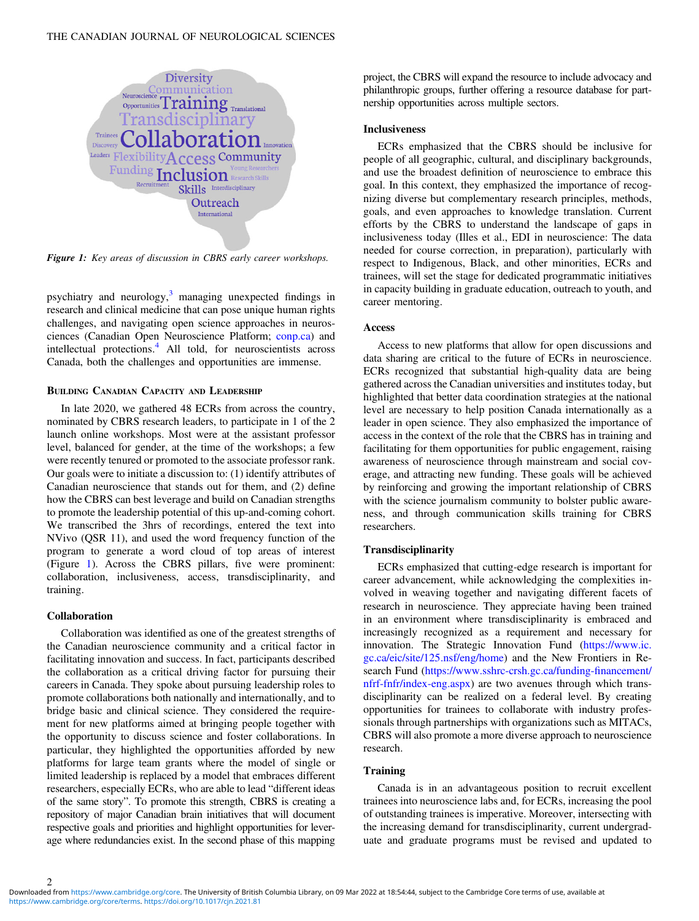Diversity
Communication
Neuroscience
Opportunities
Training
Translational
Transdisciplinary
Trainees
Discovery
Collaboration
Innovation
Leaders
Flexibility
Access
Community
Funding
Inclusion
Young Researchers
Research Skills
Recruitment
Skills
Interdisciplinary
Outreach
International

*Figure 1: Key areas of discussion in CBRS early career workshops.*

psychiatry and neurology,[3] managing unexpected findings in research and clinical medicine that can pose unique human rights challenges, and navigating open science approaches in neurosciences (Canadian Open Neuroscience Platform; conp.ca) and intellectual protections.[4] All told, for neuroscientists across Canada, both the challenges and opportunities are immense.

## Building Canadian Capacity and Leadership

In late 2020, we gathered 48 ECRs from across the country, nominated by CBRS research leaders, to participate in 1 of the 2 launch online workshops. Most were at the assistant professor level, balanced for gender, at the time of the workshops; a few were recently tenured or promoted to the associate professor rank. Our goals were to initiate a discussion to: (1) identify attributes of Canadian neuroscience that stands out for them, and (2) define how the CBRS can best leverage and build on Canadian strengths to promote the leadership potential of this up-and-coming cohort. We transcribed the 3hrs of recordings, entered the text into NVivo (QSR 11), and used the word frequency function of the program to generate a word cloud of top areas of interest (Figure 1). Across the CBRS pillars, five were prominent: collaboration, inclusiveness, access, transdisciplinarity, and training.

### Collaboration

Collaboration was identified as one of the greatest strengths of the Canadian neuroscience community and a critical factor in facilitating innovation and success. In fact, participants described the collaboration as a critical driving factor for pursuing their careers in Canada. They spoke about pursuing leadership roles to promote collaborations both nationally and internationally, and to bridge basic and clinical science. They considered the requirement for new platforms aimed at bringing people together with the opportunity to discuss science and foster collaborations. In particular, they highlighted the opportunities afforded by new platforms for large team grants where the model of single or limited leadership is replaced by a model that embraces different researchers, especially ECRs, who are able to lead "different ideas of the same story". To promote this strength, CBRS is creating a repository of major Canadian brain initiatives that will document respective goals and priorities and highlight opportunities for leverage where redundancies exist. In the second phase of this mapping project, the CBRS will expand the resource to include advocacy and philanthropic groups, further offering a resource database for partnership opportunities across multiple sectors.

### Inclusiveness

ECRs emphasized that the CBRS should be inclusive for people of all geographic, cultural, and disciplinary backgrounds, and use the broadest definition of neuroscience to embrace this goal. In this context, they emphasized the importance of recognizing diverse but complementary research principles, methods, goals, and even approaches to knowledge translation. Current efforts by the CBRS to understand the landscape of gaps in inclusiveness today (Illes et al., EDI in neuroscience: The data needed for course correction, in preparation), particularly with respect to Indigenous, Black, and other minorities, ECRs and trainees, will set the stage for dedicated programmatic initiatives in capacity building in graduate education, outreach to youth, and career mentoring.

### Access

Access to new platforms that allow for open discussions and data sharing are critical to the future of ECRs in neuroscience. ECRs recognized that substantial high-quality data are being gathered across the Canadian universities and institutes today, but highlighted that better data coordination strategies at the national level are necessary to help position Canada internationally as a leader in open science. They also emphasized the importance of access in the context of the role that the CBRS has in training and facilitating for them opportunities for public engagement, raising awareness of neuroscience through mainstream and social coverage, and attracting new funding. These goals will be achieved by reinforcing and growing the important relationship of CBRS with the science journalism community to bolster public awareness, and through communication skills training for CBRS researchers.

### Transdisciplinarity

ECRs emphasized that cutting-edge research is important for career advancement, while acknowledging the complexities involved in weaving together and navigating different facets of research in neuroscience. They appreciate having been trained in an environment where transdisciplinarity is embraced and increasingly recognized as a requirement and necessary for innovation. The Strategic Innovation Fund (https://www.ic.gc.ca/eic/site/125.nsf/eng/home) and the New Frontiers in Research Fund (https://www.sshrc-crsh.gc.ca/funding-financement/nfrf-fnfr/index-eng.aspx) are two avenues through which transdisciplinarity can be realized on a federal level. By creating opportunities for trainees to collaborate with industry professionals through partnerships with organizations such as MITACs, CBRS will also promote a more diverse approach to neuroscience research.

### Training

Canada is in an advantageous position to recruit excellent trainees into neuroscience labs and, for ECRs, increasing the pool of outstanding trainees is imperative. Moreover, intersecting with the increasing demand for transdisciplinarity, current undergraduate and graduate programs must be revised and updated to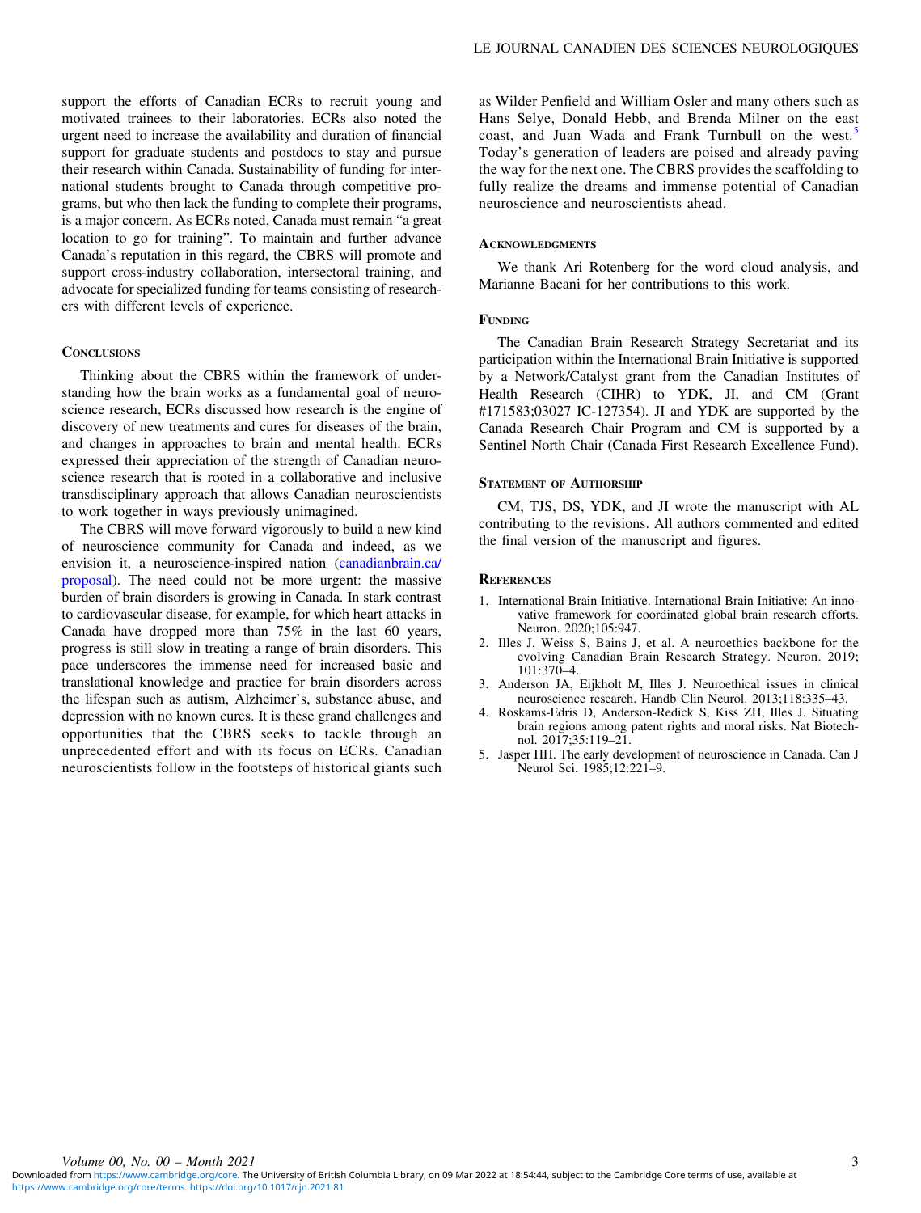support the efforts of Canadian ECRs to recruit young and motivated trainees to their laboratories. ECRs also noted the urgent need to increase the availability and duration of financial support for graduate students and postdocs to stay and pursue their research within Canada. Sustainability of funding for international students brought to Canada through competitive programs, but who then lack the funding to complete their programs, is a major concern. As ECRs noted, Canada must remain "a great location to go for training". To maintain and further advance Canada's reputation in this regard, the CBRS will promote and support cross-industry collaboration, intersectoral training, and advocate for specialized funding for teams consisting of researchers with different levels of experience.

## Conclusions

Thinking about the CBRS within the framework of understanding how the brain works as a fundamental goal of neuroscience research, ECRs discussed how research is the engine of discovery of new treatments and cures for diseases of the brain, and changes in approaches to brain and mental health. ECRs expressed their appreciation of the strength of Canadian neuroscience research that is rooted in a collaborative and inclusive transdisciplinary approach that allows Canadian neuroscientists to work together in ways previously unimagined.

The CBRS will move forward vigorously to build a new kind of neuroscience community for Canada and indeed, as we envision it, a neuroscience-inspired nation (canadianbrain.ca/proposal). The need could not be more urgent: the massive burden of brain disorders is growing in Canada. In stark contrast to cardiovascular disease, for example, for which heart attacks in Canada have dropped more than 75% in the last 60 years, progress is still slow in treating a range of brain disorders. This pace underscores the immense need for increased basic and translational knowledge and practice for brain disorders across the lifespan such as autism, Alzheimer's, substance abuse, and depression with no known cures. It is these grand challenges and opportunities that the CBRS seeks to tackle through an unprecedented effort and with its focus on ECRs. Canadian neuroscientists follow in the footsteps of historical giants such as Wilder Penfield and William Osler and many others such as Hans Selye, Donald Hebb, and Brenda Milner on the east coast, and Juan Wada and Frank Turnbull on the west.[5] Today's generation of leaders are poised and already paving the way for the next one. The CBRS provides the scaffolding to fully realize the dreams and immense potential of Canadian neuroscience and neuroscientists ahead.

## Acknowledgments

We thank Ari Rotenberg for the word cloud analysis, and Marianne Bacani for her contributions to this work.

## Funding

The Canadian Brain Research Strategy Secretariat and its participation within the International Brain Initiative is supported by a Network/Catalyst grant from the Canadian Institutes of Health Research (CIHR) to YDK, JI, and CM (Grant #171583;03027 IC-127354). JI and YDK are supported by the Canada Research Chair Program and CM is supported by a Sentinel North Chair (Canada First Research Excellence Fund).

## Statement of Authorship

CM, TJS, DS, YDK, and JI wrote the manuscript with AL contributing to the revisions. All authors commented and edited the final version of the manuscript and figures.

## References

1. International Brain Initiative. International Brain Initiative: An innovative framework for coordinated global brain research efforts. Neuron. 2020;105:947.
2. Illes J, Weiss S, Bains J, et al. A neuroethics backbone for the evolving Canadian Brain Research Strategy. Neuron. 2019; 101:370–4.
3. Anderson JA, Eijkholt M, Illes J. Neuroethical issues in clinical neuroscience research. Handb Clin Neurol. 2013;118:335–43.
4. Roskams-Edris D, Anderson-Redick S, Kiss ZH, Illes J. Situating brain regions among patent rights and moral risks. Nat Biotechnol. 2017;35:119–21.
5. Jasper HH. The early development of neuroscience in Canada. Can J Neurol Sci. 1985;12:221–9.